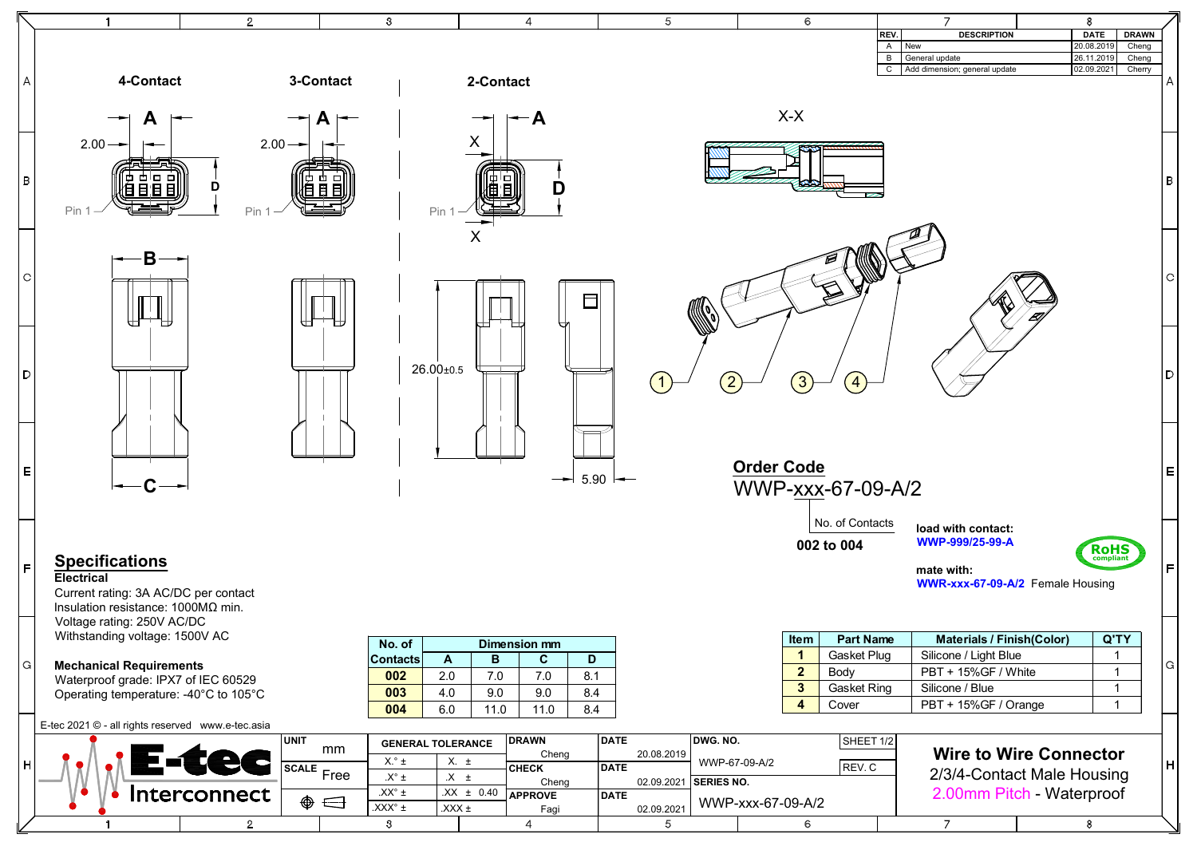| REV. | DESCRIPTION | DATE | DRAWN |
| --- | --- | --- | --- |
| A | New | 20.08.2019 | Cheng |
| B | General update | 26.11.2019 | Cheng |
| C | Add dimension; general update | 02.09.2021 | Cherry |

4-Contact | 3-Contact | 2-Contact

X-X

## Order Code

WWP-xxx-67-09-A/2

No. of Contacts

**002 to 004**

**load with contact:**
**WWP-999/25-99-A**

**mate with:**
**WWR-xxx-67-09-A/2** Female Housing

RoHS compliant

## Specifications

**Electrical**

Current rating: 3A AC/DC per contact
Insulation resistance: 1000MΩ min.
Voltage rating: 250V AC/DC
Withstanding voltage: 1500V AC

**Mechanical Requirements**

Waterproof grade: IPX7 of IEC 60529
Operating temperature: -40°C to 105°C

| No. of Contacts | A | B | C | D |
| --- | --- | --- | --- | --- |
| | Dimension mm | | | |
| 002 | 2.0 | 7.0 | 7.0 | 8.1 |
| 003 | 4.0 | 9.0 | 9.0 | 8.4 |
| 004 | 6.0 | 11.0 | 11.0 | 8.4 |

| Item | Part Name | Materials / Finish(Color) | Q'TY |
| --- | --- | --- | --- |
| 1 | Gasket Plug | Silicone / Light Blue | 1 |
| 2 | Body | PBT + 15%GF / White | 1 |
| 3 | Gasket Ring | Silicone / Blue | 1 |
| 4 | Cover | PBT + 15%GF / Orange | 1 |

E-tec 2021 © - all rights reserved www.e-tec.asia

| UNIT | mm | GENERAL TOLERANCE | | DRAWN | DATE | DWG. NO. | SHEET 1/2 |
| --- | --- | --- | --- | --- | --- | --- | --- |
| | | X.° ± | X. ± | Cheng | 20.08.2019 | WWP-67-09-A/2 | REV. C |
| SCALE | Free | .X° ± | .X ± | CHECK Cheng | DATE 02.09.2021 | SERIES NO. | |
| | | .XX° ± | .XX ± 0.40 | APPROVE Fagi | DATE 02.09.2021 | WWP-xxx-67-09-A/2 | |
| | | .XXX° ± | .XXX ± | | | | |

**Wire to Wire Connector**
2/3/4-Contact Male Housing
2.00mm Pitch - Waterproof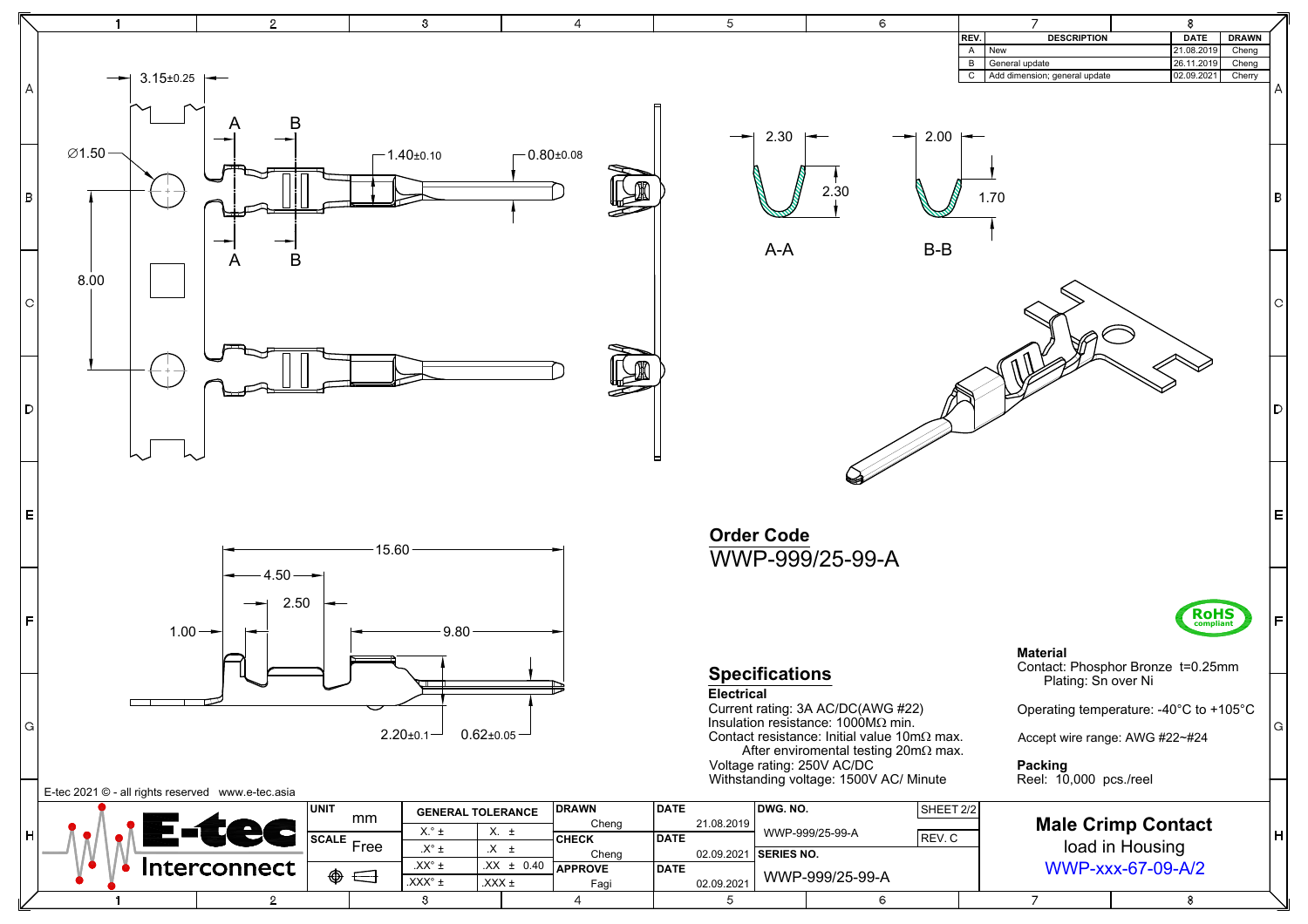| REV. | DESCRIPTION | DATE | DRAWN |
|---|---|---|---|
| A | New | 21.08.2019 | Cheng |
| B | General update | 26.11.2019 | Cheng |
| C | Add dimension; general update | 02.09.2021 | Cherry |

3.15±0.25

∅1.50

8.00

1.40±0.10

0.80±0.08

A B

A B

2.30

2.30

A-A

2.00

1.70

B-B

15.60

4.50

2.50

1.00

9.80

2.20±0.1

0.62±0.05

## Order Code

WWP-999/25-99-A

## Specifications

**Electrical**

Current rating: 3A AC/DC(AWG #22)
Insulation resistance: 1000MΩ min.
Contact resistance: Initial value 10mΩ max.
After enviromental testing 20mΩ max.
Voltage rating: 250V AC/DC
Withstanding voltage: 1500V AC/ Minute

RoHS compliant

**Material**

Contact: Phosphor Bronze t=0.25mm
Plating: Sn over Ni

Operating temperature: -40°C to +105°C

Accept wire range: AWG #22~#24

**Packing**

Reel: 10,000 pcs./reel

E-tec 2021 © - all rights reserved www.e-tec.asia

| | | | | | |
|---|---|---|---|---|---|
| UNIT mm | GENERAL TOLERANCE | DRAWN Cheng | DATE 21.08.2019 | DWG. NO. WWP-999/25-99-A | SHEET 2/2 |
| SCALE Free | X.° ± / X. ± | CHECK Cheng | DATE 02.09.2021 | | REV. C |
| | .X° ± / .X ± | | | SERIES NO. | |
| | .XX° ± / .XX ± 0.40 | APPROVE Fagi | DATE 02.09.2021 | WWP-999/25-99-A | |
| | .XXX° ± / .XXX ± | | | | |

**Male Crimp Contact**
load in Housing
WWP-xxx-67-09-A/2